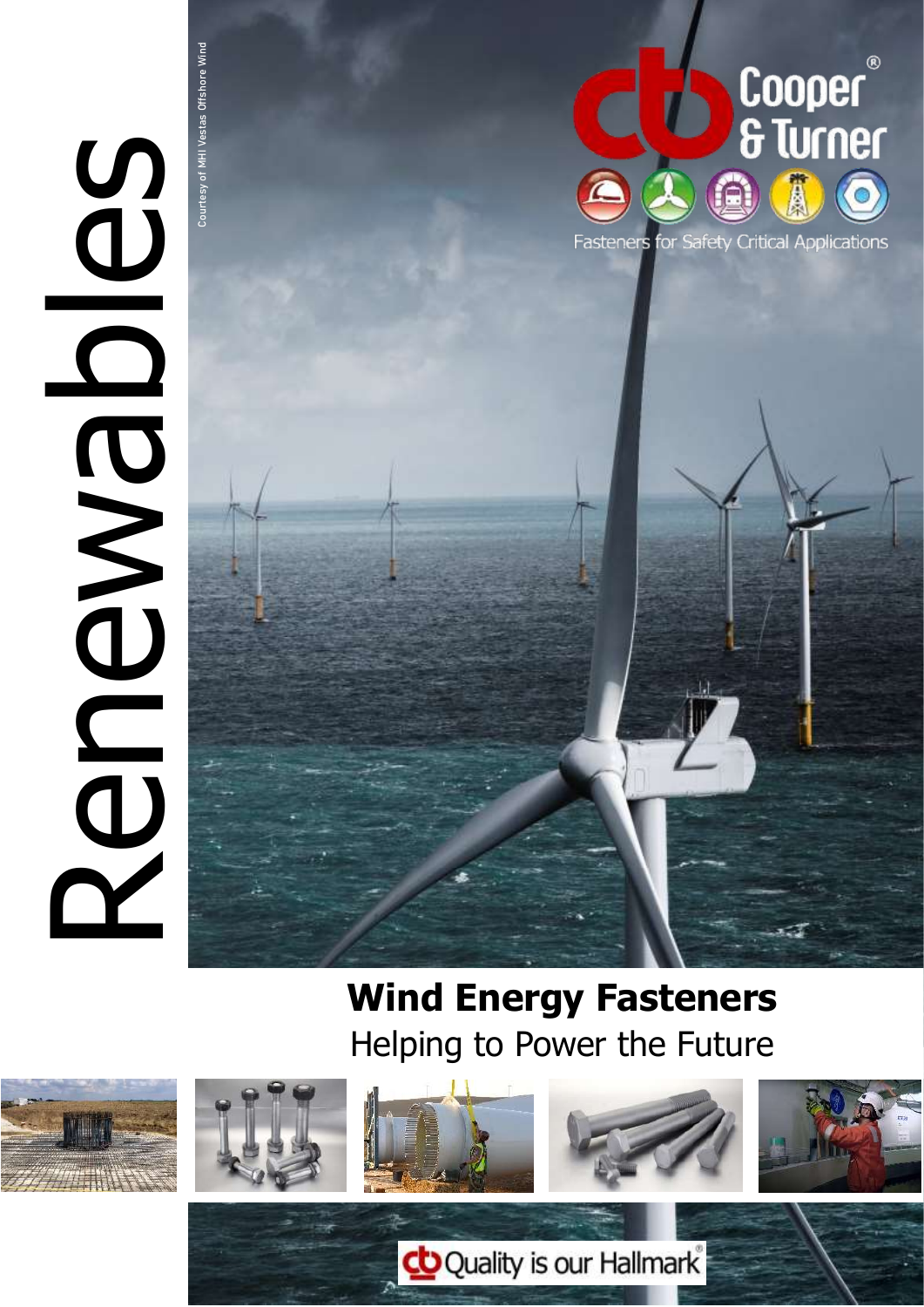# Renewables

Courtesy of MHI Vestas Offshore Wind

Cooper & Turner®

Fasteners for Safety Critical Applications

## Wind Energy Fasteners

Helping to Power the Future

Quality is our Hallmark®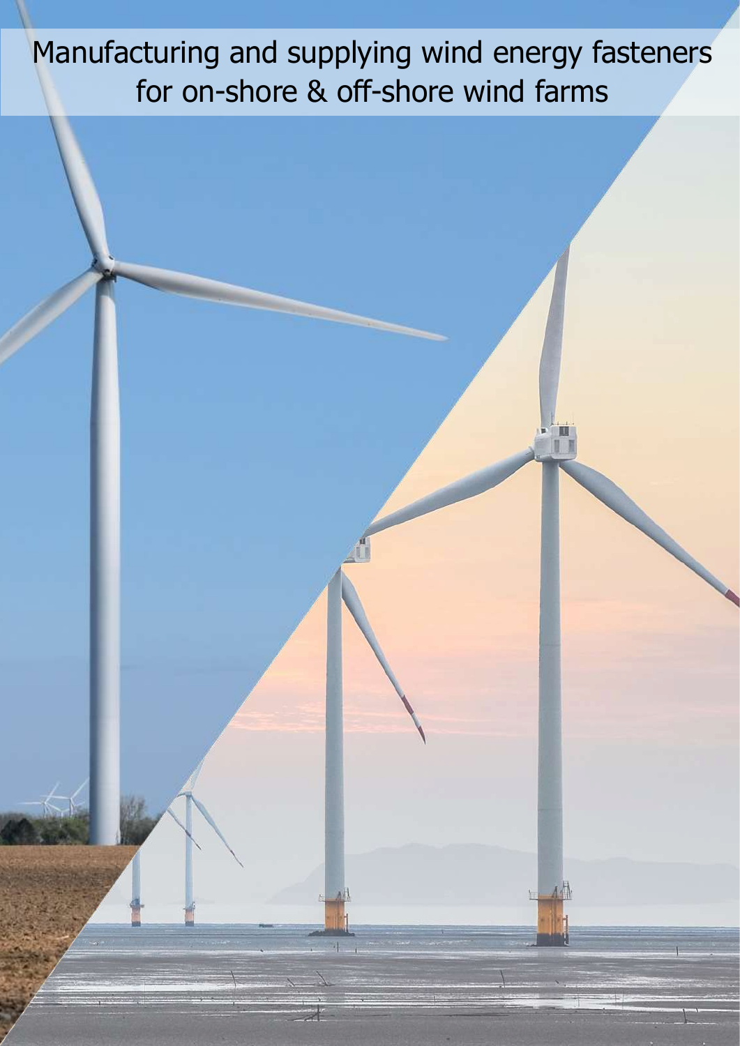Manufacturing and supplying wind energy fasteners for on-shore & off-shore wind farms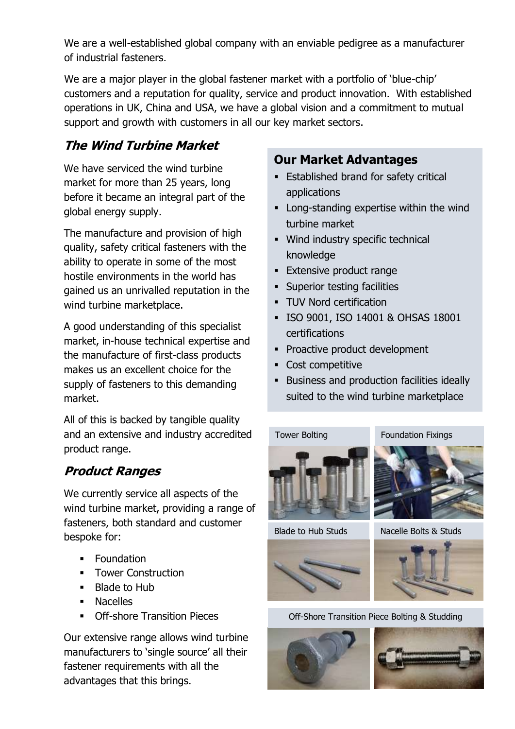We are a well-established global company with an enviable pedigree as a manufacturer of industrial fasteners.

We are a major player in the global fastener market with a portfolio of 'blue-chip' customers and a reputation for quality, service and product innovation. With established operations in UK, China and USA, we have a global vision and a commitment to mutual support and growth with customers in all our key market sectors.

## *The Wind Turbine Market*

We have serviced the wind turbine market for more than 25 years, long before it became an integral part of the global energy supply.

The manufacture and provision of high quality, safety critical fasteners with the ability to operate in some of the most hostile environments in the world has gained us an unrivalled reputation in the wind turbine marketplace.

A good understanding of this specialist market, in-house technical expertise and the manufacture of first-class products makes us an excellent choice for the supply of fasteners to this demanding market.

All of this is backed by tangible quality and an extensive and industry accredited product range.

## *Product Ranges*

We currently service all aspects of the wind turbine market, providing a range of fasteners, both standard and customer bespoke for:

- Foundation
- Tower Construction
- Blade to Hub
- Nacelles
- Off-shore Transition Pieces

Our extensive range allows wind turbine manufacturers to 'single source' all their fastener requirements with all the advantages that this brings.

## Our Market Advantages

- Established brand for safety critical applications
- Long-standing expertise within the wind turbine market
- Wind industry specific technical knowledge
- Extensive product range
- Superior testing facilities
- TUV Nord certification
- ISO 9001, ISO 14001 & OHSAS 18001 certifications
- Proactive product development
- Cost competitive
- Business and production facilities ideally suited to the wind turbine marketplace

Tower Bolting

Foundation Fixings

Blade to Hub Studs

Nacelle Bolts & Studs

Off-Shore Transition Piece Bolting & Studding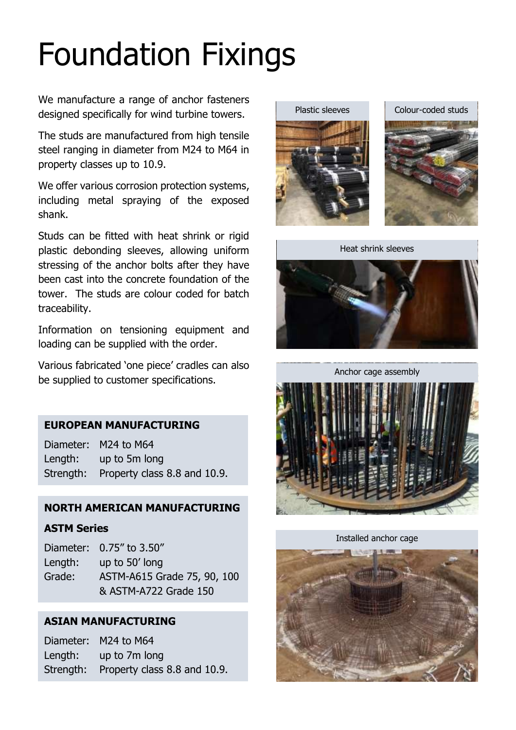# Foundation Fixings

We manufacture a range of anchor fasteners designed specifically for wind turbine towers.

The studs are manufactured from high tensile steel ranging in diameter from M24 to M64 in property classes up to 10.9.

We offer various corrosion protection systems, including metal spraying of the exposed shank.

Studs can be fitted with heat shrink or rigid plastic debonding sleeves, allowing uniform stressing of the anchor bolts after they have been cast into the concrete foundation of the tower. The studs are colour coded for batch traceability.

Information on tensioning equipment and loading can be supplied with the order.

Various fabricated 'one piece' cradles can also be supplied to customer specifications.

**EUROPEAN MANUFACTURING**

Diameter: M24 to M64
Length: up to 5m long
Strength: Property class 8.8 and 10.9.

**NORTH AMERICAN MANUFACTURING**

**ASTM Series**

Diameter: 0.75″ to 3.50″
Length: up to 50′ long
Grade: ASTM-A615 Grade 75, 90, 100 & ASTM-A722 Grade 150

**ASIAN MANUFACTURING**

Diameter: M24 to M64
Length: up to 7m long
Strength: Property class 8.8 and 10.9.

Plastic sleeves

Colour-coded studs

Heat shrink sleeves

Anchor cage assembly

Installed anchor cage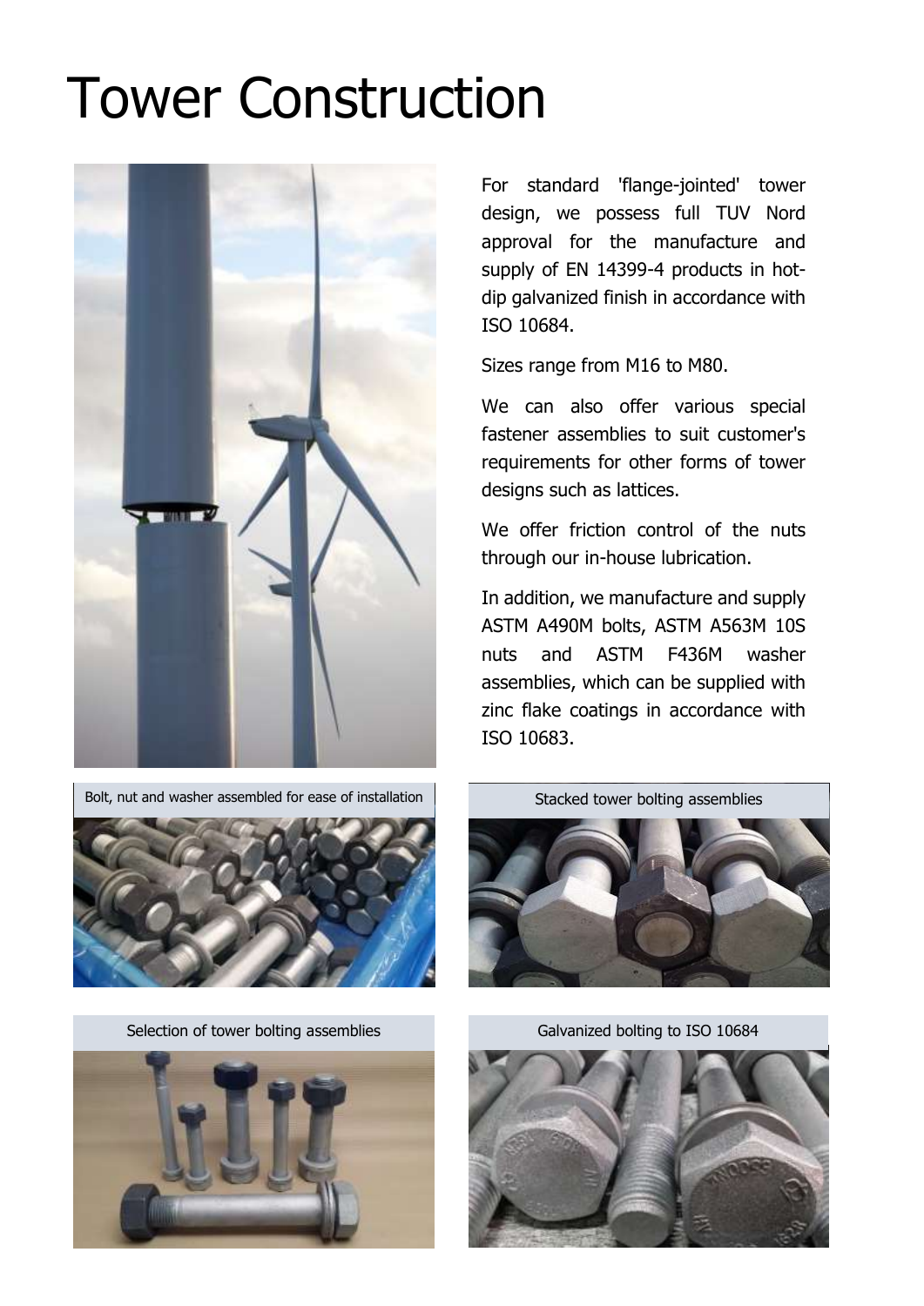# Tower Construction

For standard 'flange-jointed' tower design, we possess full TUV Nord approval for the manufacture and supply of EN 14399-4 products in hot-dip galvanized finish in accordance with ISO 10684.

Sizes range from M16 to M80.

We can also offer various special fastener assemblies to suit customer's requirements for other forms of tower designs such as lattices.

We offer friction control of the nuts through our in-house lubrication.

In addition, we manufacture and supply ASTM A490M bolts, ASTM A563M 10S nuts and ASTM F436M washer assemblies, which can be supplied with zinc flake coatings in accordance with ISO 10683.

Bolt, nut and washer assembled for ease of installation

Stacked tower bolting assemblies

Selection of tower bolting assemblies

Galvanized bolting to ISO 10684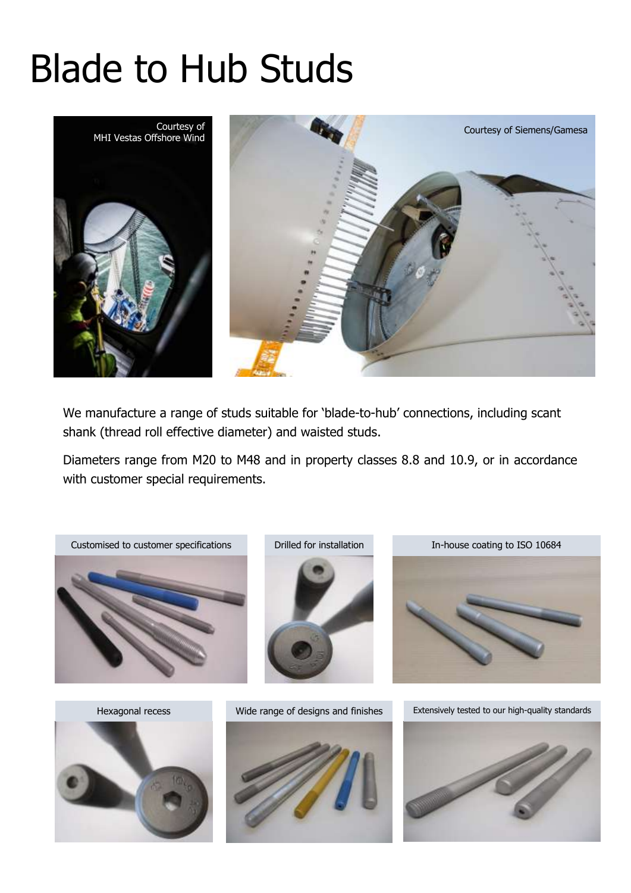# Blade to Hub Studs

Courtesy of MHI Vestas Offshore Wind

Courtesy of Siemens/Gamesa

We manufacture a range of studs suitable for 'blade-to-hub' connections, including scant shank (thread roll effective diameter) and waisted studs.

Diameters range from M20 to M48 and in property classes 8.8 and 10.9, or in accordance with customer special requirements.

Customised to customer specifications

Drilled for installation

In-house coating to ISO 10684

Hexagonal recess

Wide range of designs and finishes

Extensively tested to our high-quality standards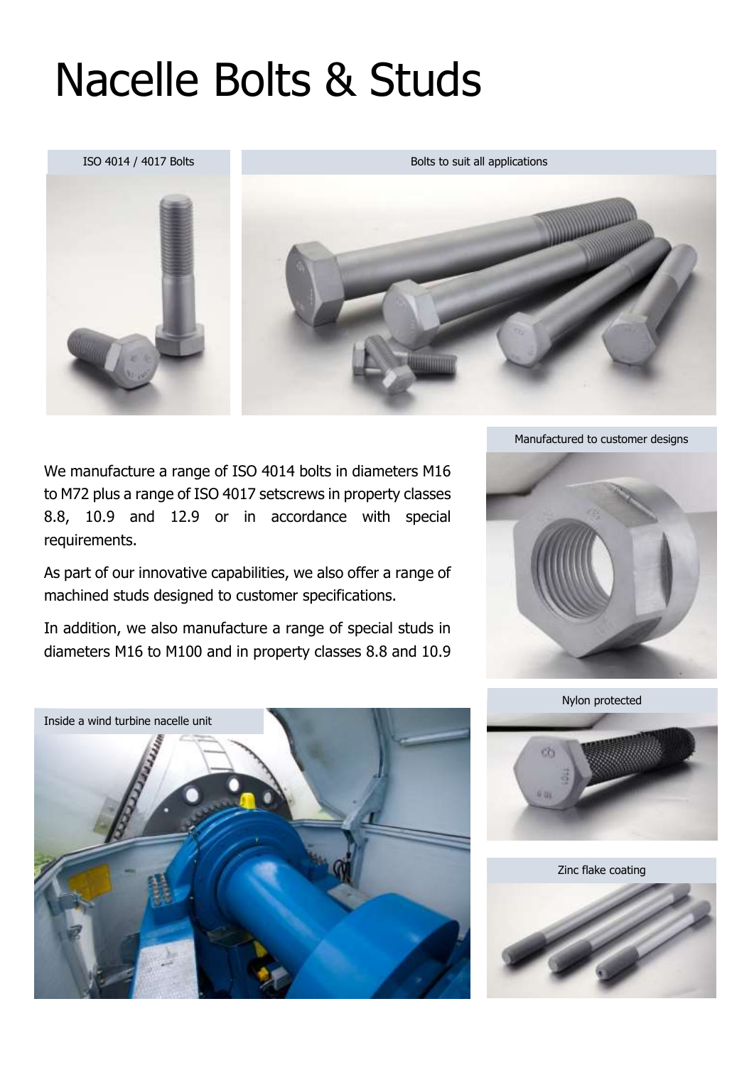# Nacelle Bolts & Studs

ISO 4014 / 4017 Bolts

Bolts to suit all applications

We manufacture a range of ISO 4014 bolts in diameters M16 to M72 plus a range of ISO 4017 setscrews in property classes 8.8, 10.9 and 12.9 or in accordance with special requirements.

As part of our innovative capabilities, we also offer a range of machined studs designed to customer specifications.

In addition, we also manufacture a range of special studs in diameters M16 to M100 and in property classes 8.8 and 10.9

Manufactured to customer designs

Nylon protected

Zinc flake coating

Inside a wind turbine nacelle unit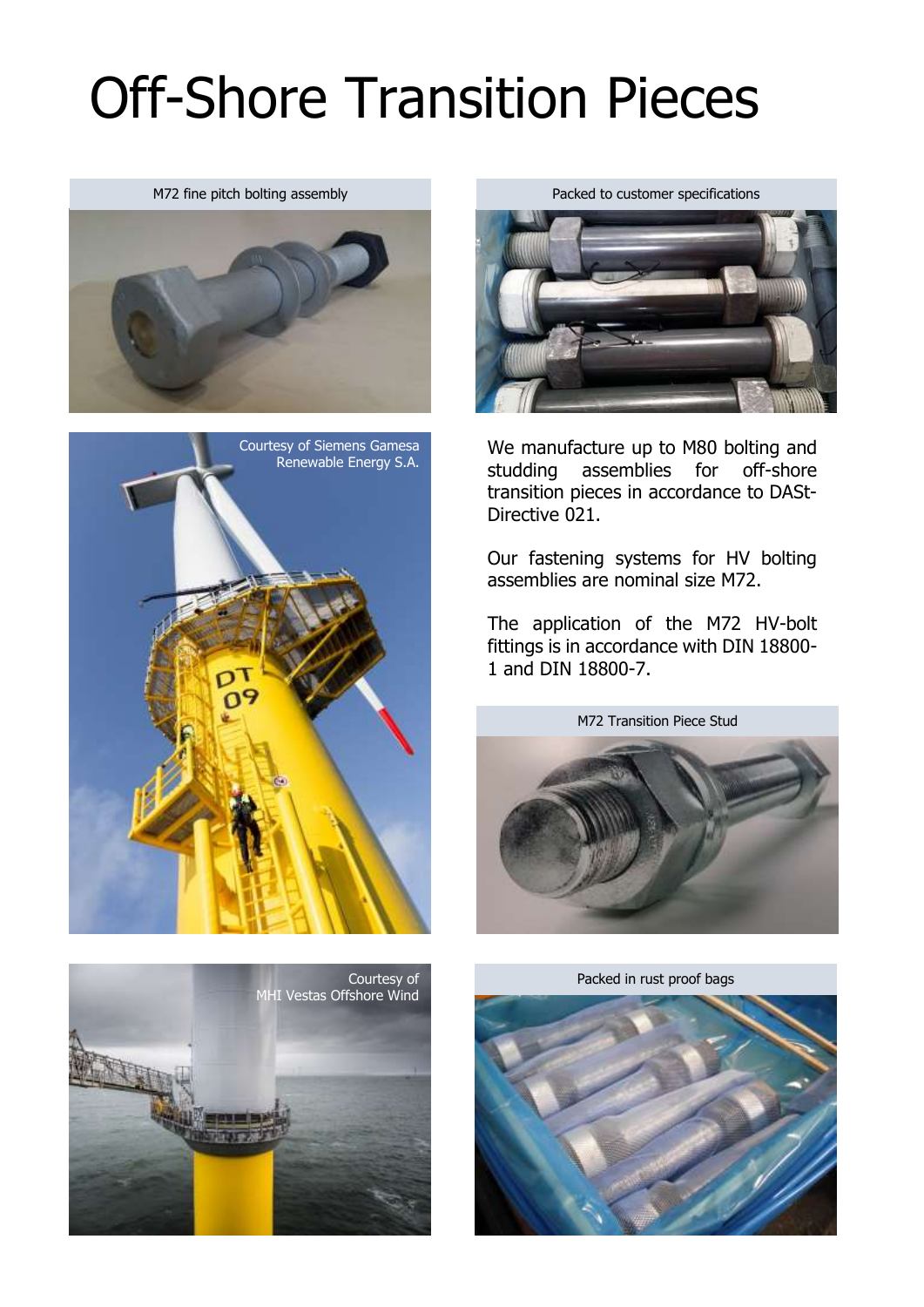# Off-Shore Transition Pieces

M72 fine pitch bolting assembly

Packed to customer specifications

Courtesy of Siemens Gamesa Renewable Energy S.A.

We manufacture up to M80 bolting and studding assemblies for off-shore transition pieces in accordance to DASt-Directive 021.

Our fastening systems for HV bolting assemblies are nominal size M72.

The application of the M72 HV-bolt fittings is in accordance with DIN 18800-1 and DIN 18800-7.

M72 Transition Piece Stud

Courtesy of MHI Vestas Offshore Wind

Packed in rust proof bags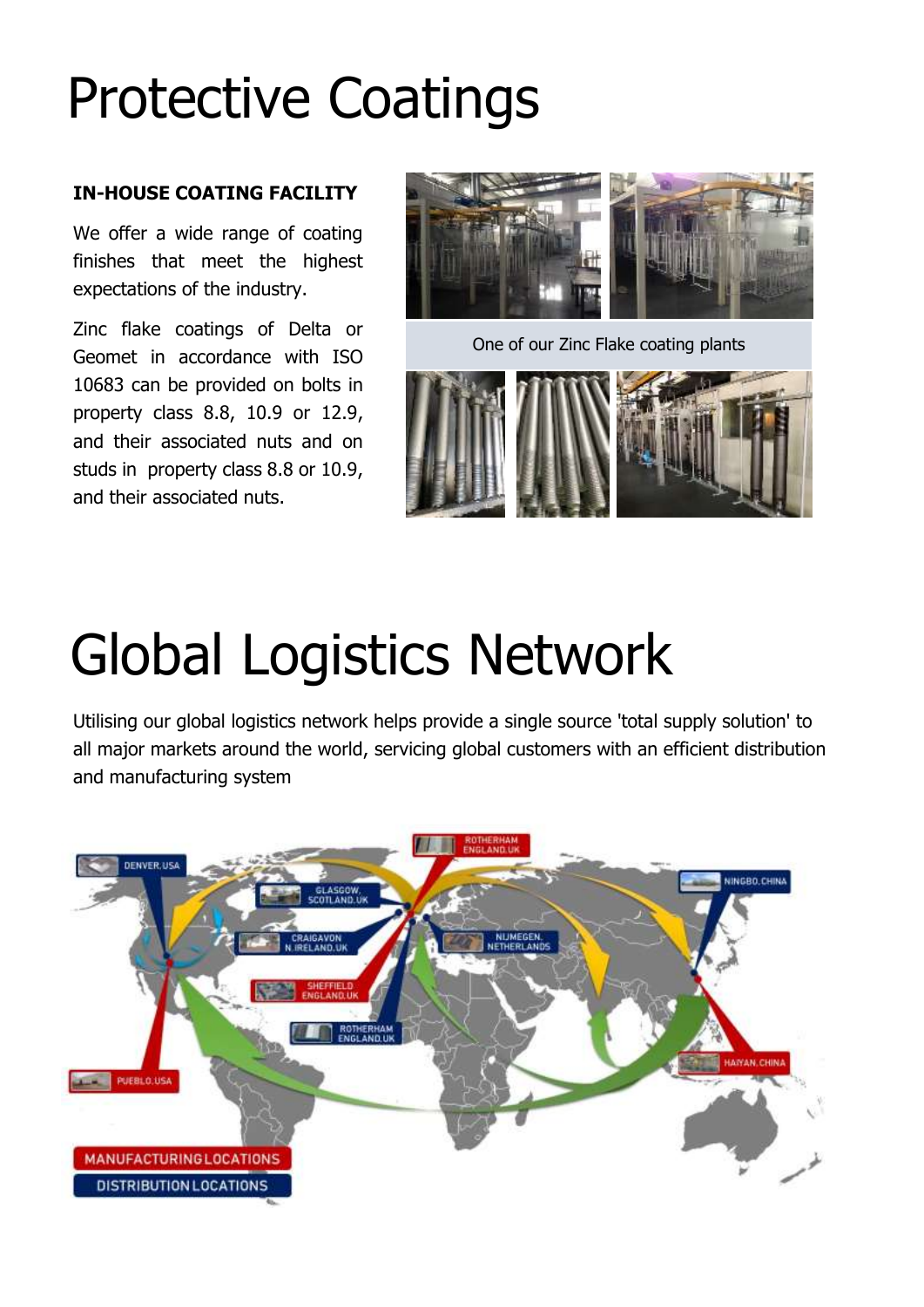# Protective Coatings

**IN-HOUSE COATING FACILITY**

We offer a wide range of coating finishes that meet the highest expectations of the industry.

Zinc flake coatings of Delta or Geomet in accordance with ISO 10683 can be provided on bolts in property class 8.8, 10.9 or 12.9, and their associated nuts and on studs in property class 8.8 or 10.9, and their associated nuts.

One of our Zinc Flake coating plants

# Global Logistics Network

Utilising our global logistics network helps provide a single source 'total supply solution' to all major markets around the world, servicing global customers with an efficient distribution and manufacturing system

ROTHERHAM ENGLAND.UK

DENVER.USA

GLASGOW, SCOTLAND.UK

NINGBO.CHINA

CRAIGAVON N.IRELAND.UK

NIJMEGEN, NETHERLANDS

SHEFFIELD ENGLAND.UK

ROTHERHAM ENGLAND.UK

HAIYAN.CHINA

PUEBLO.USA

MANUFACTURING LOCATIONS

DISTRIBUTION LOCATIONS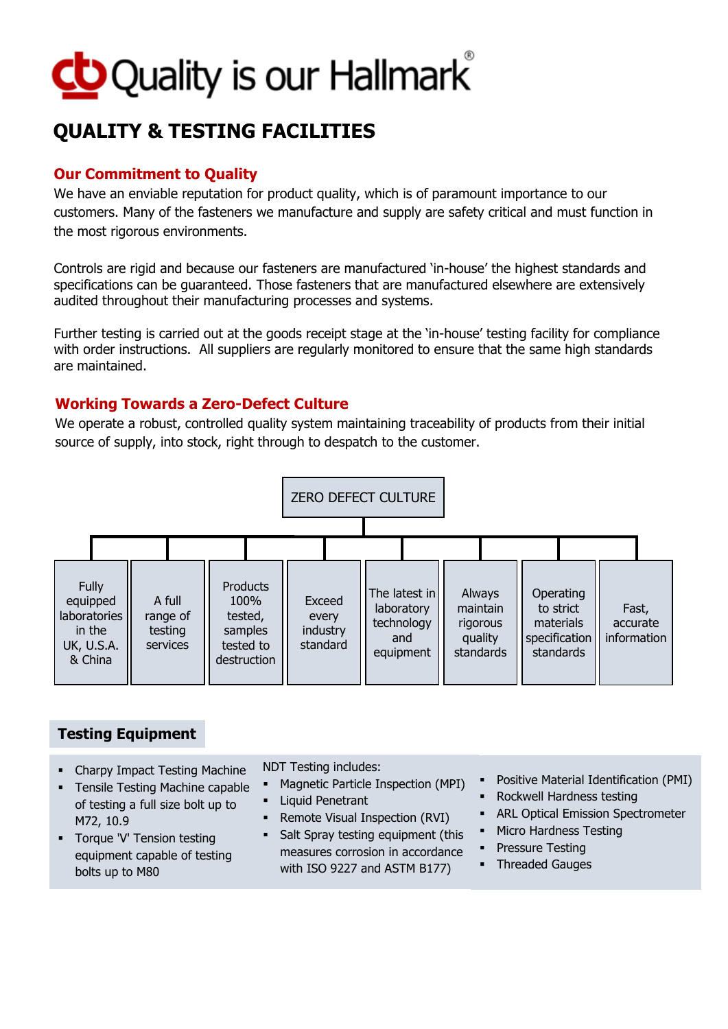# Quality is our Hallmark®

# QUALITY & TESTING FACILITIES

## Our Commitment to Quality

We have an enviable reputation for product quality, which is of paramount importance to our customers. Many of the fasteners we manufacture and supply are safety critical and must function in the most rigorous environments.

Controls are rigid and because our fasteners are manufactured 'in-house' the highest standards and specifications can be guaranteed. Those fasteners that are manufactured elsewhere are extensively audited throughout their manufacturing processes and systems.

Further testing is carried out at the goods receipt stage at the 'in-house' testing facility for compliance with order instructions. All suppliers are regularly monitored to ensure that the same high standards are maintained.

## Working Towards a Zero-Defect Culture

We operate a robust, controlled quality system maintaining traceability of products from their initial source of supply, into stock, right through to despatch to the customer.

**ZERO DEFECT CULTURE**

- Fully equipped laboratories in the UK, U.S.A. & China
- A full range of testing services
- Products 100% tested, samples tested to destruction
- Exceed every industry standard
- The latest in laboratory technology and equipment
- Always maintain rigorous quality standards
- Operating to strict materials specification standards
- Fast, accurate information

## Testing Equipment

- Charpy Impact Testing Machine
- Tensile Testing Machine capable of testing a full size bolt up to M72, 10.9
- Torque 'V' Tension testing equipment capable of testing bolts up to M80

NDT Testing includes:

- Magnetic Particle Inspection (MPI)
- Liquid Penetrant
- Remote Visual Inspection (RVI)
- Salt Spray testing equipment (this measures corrosion in accordance with ISO 9227 and ASTM B177)

- Positive Material Identification (PMI)
- Rockwell Hardness testing
- ARL Optical Emission Spectrometer
- Micro Hardness Testing
- Pressure Testing
- Threaded Gauges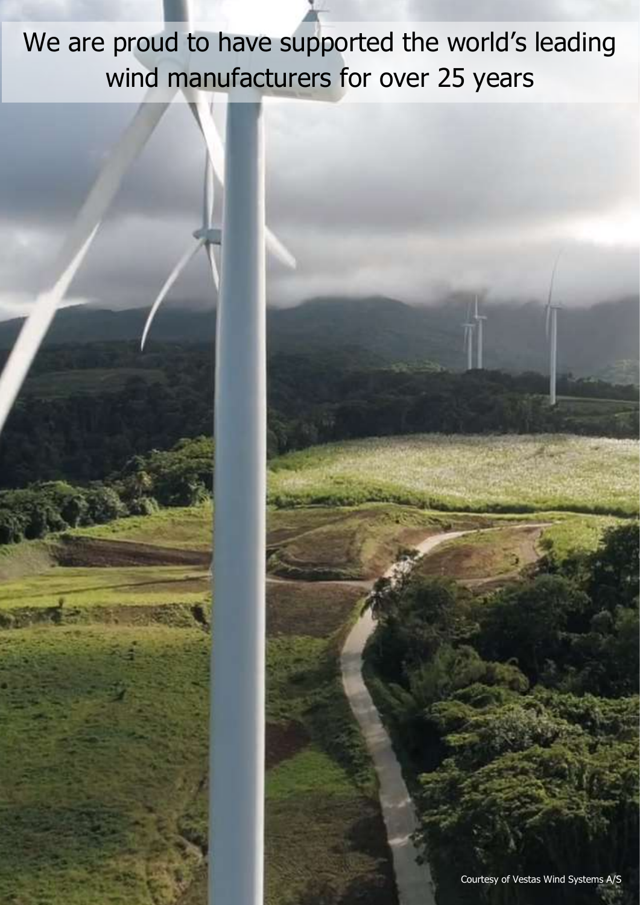We are proud to have supported the world's leading wind manufacturers for over 25 years

Courtesy of Vestas Wind Systems A/S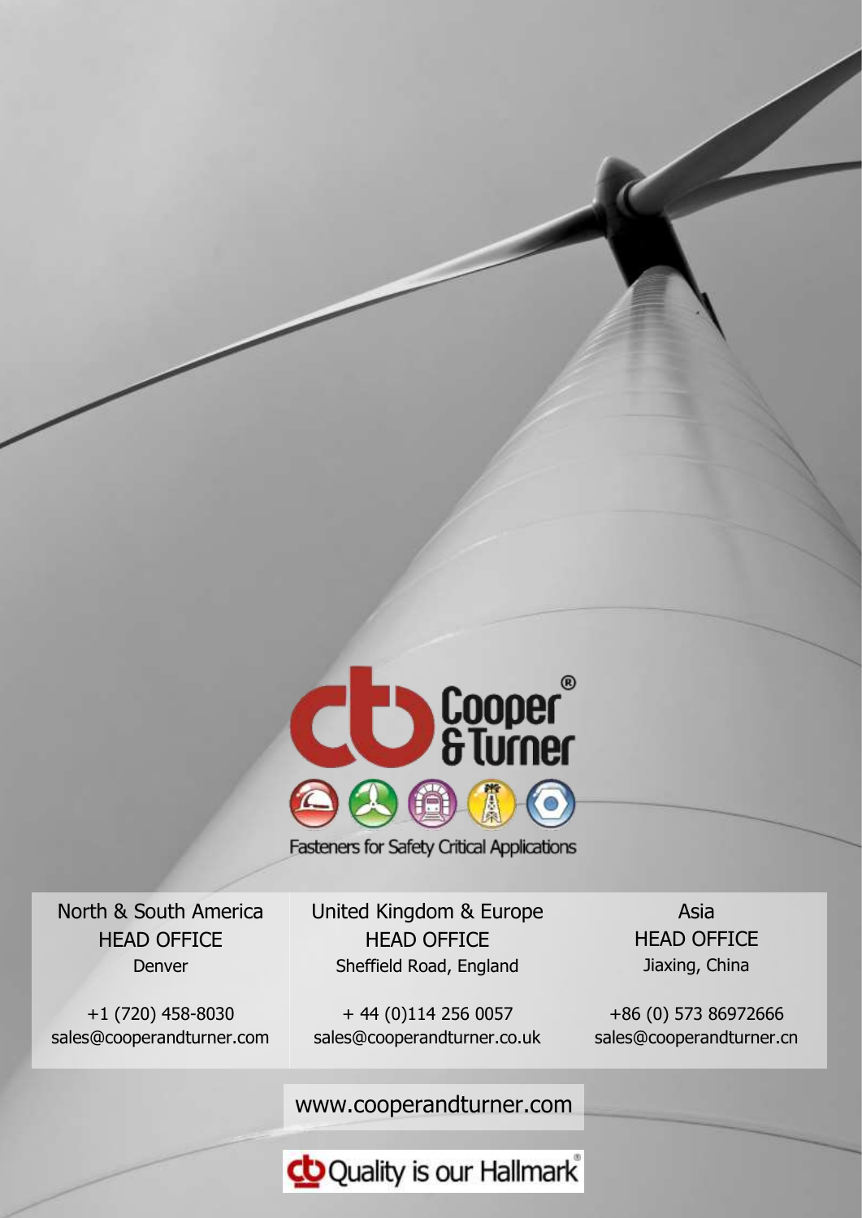Cooper & Turner®

Fasteners for Safety Critical Applications

| North & South America | United Kingdom & Europe | Asia |
| --- | --- | --- |
| HEAD OFFICE | HEAD OFFICE | HEAD OFFICE |
| Denver | Sheffield Road, England | Jiaxing, China |
| +1 (720) 458-8030 | + 44 (0)114 256 0057 | +86 (0) 573 86972666 |
| sales@cooperandturner.com | sales@cooperandturner.co.uk | sales@cooperandturner.cn |

www.cooperandturner.com

Quality is our Hallmark®